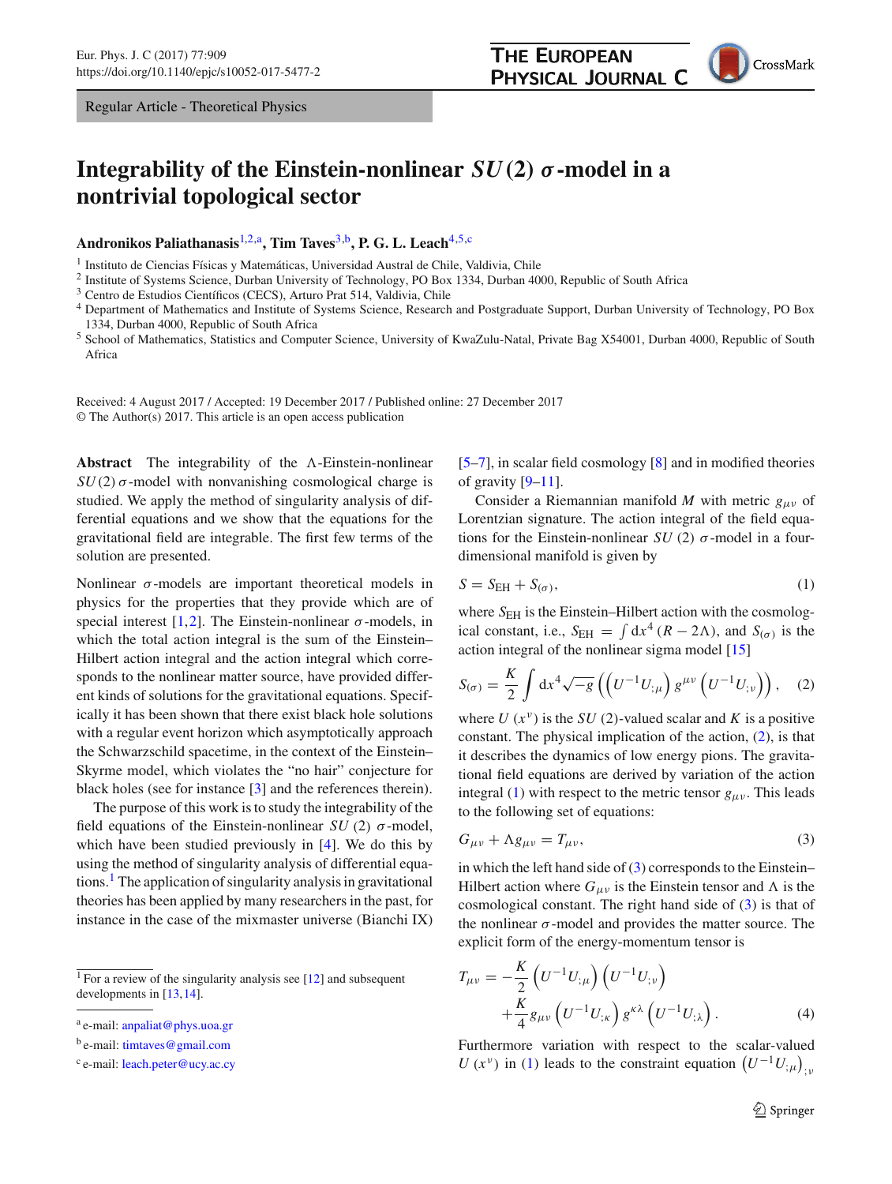Regular Article - Theoretical Physics

# Integrability of the Einstein-nonlinear $SU(2)$ $\sigma$-model in a nontrivial topological sector

**Andronikos Paliathanasis**[1,2,a], **Tim Taves**[3,b], **P. G. L. Leach**[4,5,c]

[1] Instituto de Ciencias Físicas y Matemáticas, Universidad Austral de Chile, Valdivia, Chile
[2] Institute of Systems Science, Durban University of Technology, PO Box 1334, Durban 4000, Republic of South Africa
[3] Centro de Estudios Científicos (CECS), Arturo Prat 514, Valdivia, Chile
[4] Department of Mathematics and Institute of Systems Science, Research and Postgraduate Support, Durban University of Technology, PO Box 1334, Durban 4000, Republic of South Africa
[5] School of Mathematics, Statistics and Computer Science, University of KwaZulu-Natal, Private Bag X54001, Durban 4000, Republic of South Africa

Received: 4 August 2017 / Accepted: 19 December 2017 / Published online: 27 December 2017
© The Author(s) 2017. This article is an open access publication

**Abstract** The integrability of the $\Lambda$-Einstein-nonlinear $SU(2)$ $\sigma$-model with nonvanishing cosmological charge is studied. We apply the method of singularity analysis of differential equations and we show that the equations for the gravitational field are integrable. The first few terms of the solution are presented.

Nonlinear $\sigma$-models are important theoretical models in physics for the properties that they provide which are of special interest [1,2]. The Einstein-nonlinear $\sigma$-models, in which the total action integral is the sum of the Einstein–Hilbert action integral and the action integral which corresponds to the nonlinear matter source, have provided different kinds of solutions for the gravitational equations. Specifically it has been shown that there exist black hole solutions with a regular event horizon which asymptotically approach the Schwarzschild spacetime, in the context of the Einstein–Skyrme model, which violates the "no hair" conjecture for black holes (see for instance [3] and the references therein).

The purpose of this work is to study the integrability of the field equations of the Einstein-nonlinear $SU(2)$ $\sigma$-model, which have been studied previously in [4]. We do this by using the method of singularity analysis of differential equations.[1] The application of singularity analysis in gravitational theories has been applied by many researchers in the past, for instance in the case of the mixmaster universe (Bianchi IX) [5–7], in scalar field cosmology [8] and in modified theories of gravity [9–11].

Consider a Riemannian manifold $M$ with metric $g_{\mu\nu}$ of Lorentzian signature. The action integral of the field equations for the Einstein-nonlinear $SU(2)$ $\sigma$-model in a four-dimensional manifold is given by

$$S = S_{\mathrm{EH}} + S_{(\sigma)}, \tag{1}$$

where $S_{\mathrm{EH}}$ is the Einstein–Hilbert action with the cosmological constant, i.e., $S_{\mathrm{EH}} = \int dx^4 (R - 2\Lambda)$, and $S_{(\sigma)}$ is the action integral of the nonlinear sigma model [15]

$$S_{(\sigma)} = \frac{K}{2}\int dx^4 \sqrt{-g}\left(\left(U^{-1}U_{;\mu}\right)g^{\mu\nu}\left(U^{-1}U_{;\nu}\right)\right), \tag{2}$$

where $U(x^\nu)$ is the $SU(2)$-valued scalar and $K$ is a positive constant. The physical implication of the action, (2), is that it describes the dynamics of low energy pions. The gravitational field equations are derived by variation of the action integral (1) with respect to the metric tensor $g_{\mu\nu}$. This leads to the following set of equations:

$$G_{\mu\nu} + \Lambda g_{\mu\nu} = T_{\mu\nu}, \tag{3}$$

in which the left hand side of (3) corresponds to the Einstein–Hilbert action where $G_{\mu\nu}$ is the Einstein tensor and $\Lambda$ is the cosmological constant. The right hand side of (3) is that of the nonlinear $\sigma$-model and provides the matter source. The explicit form of the energy-momentum tensor is

$$T_{\mu\nu} = -\frac{K}{2}\left(U^{-1}U_{;\mu}\right)\left(U^{-1}U_{;\nu}\right) + \frac{K}{4}g_{\mu\nu}\left(U^{-1}U_{;\kappa}\right)g^{\kappa\lambda}\left(U^{-1}U_{;\lambda}\right). \tag{4}$$

Furthermore variation with respect to the scalar-valued $U(x^\nu)$ in (1) leads to the constraint equation $\left(U^{-1}U_{;\mu}\right)_{;\nu}$

---

[1] For a review of the singularity analysis see [12] and subsequent developments in [13,14].

[a] e-mail: anpaliat@phys.uoa.gr
[b] e-mail: timtaves@gmail.com
[c] e-mail: leach.peter@ucy.ac.cy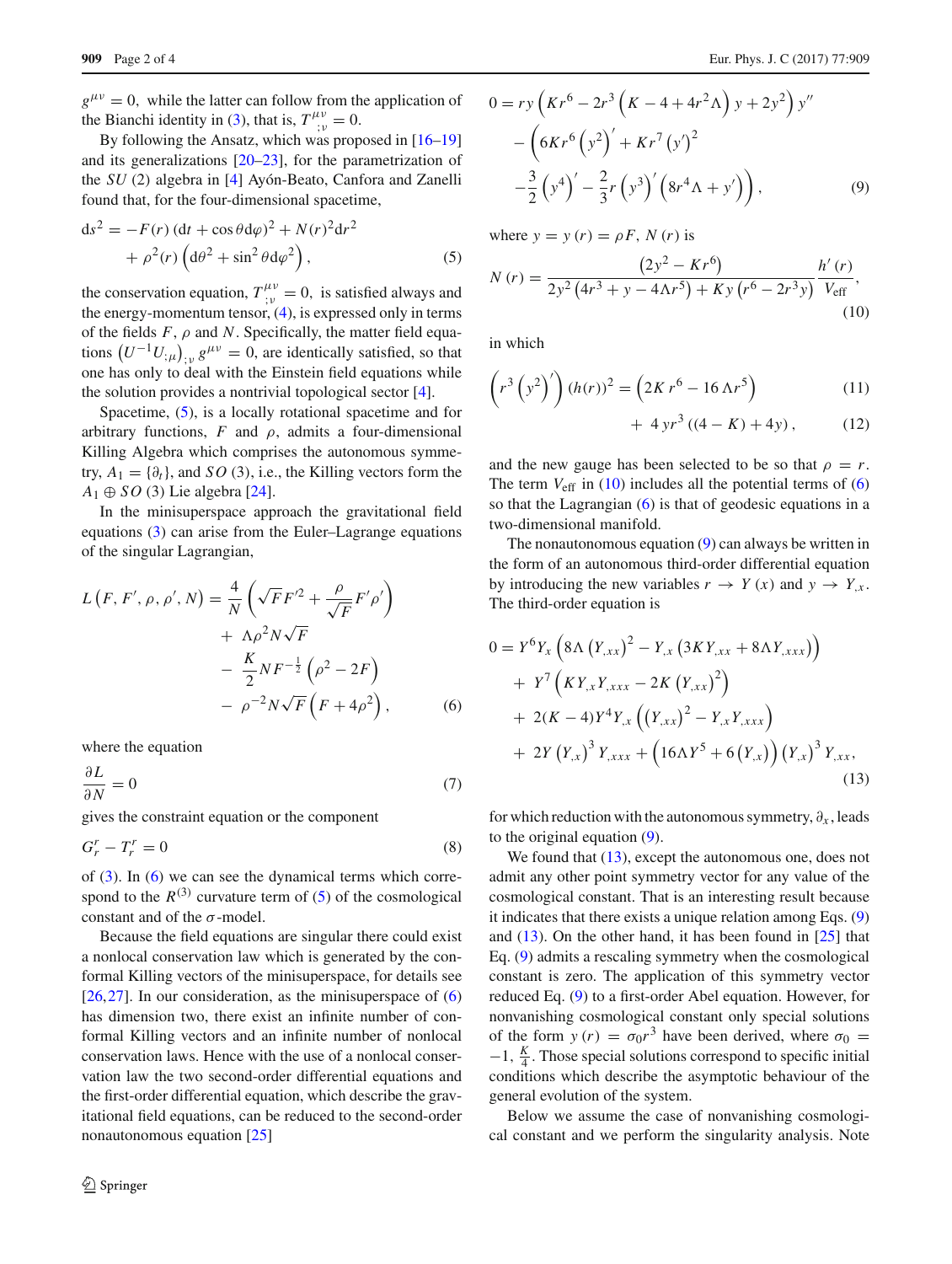$g^{\mu\nu} = 0$, while the latter can follow from the application of the Bianchi identity in (3), that is, $T^{\mu\nu}_{;\nu} = 0$.

By following the Ansatz, which was proposed in [16–19] and its generalizations [20–23], for the parametrization of the $SU(2)$ algebra in [4] Ayón-Beato, Canfora and Zanelli found that, for the four-dimensional spacetime,

$$\mathrm{d}s^2 = -F(r)(\mathrm{d}t + \cos\theta \mathrm{d}\varphi)^2 + N(r)^2 \mathrm{d}r^2 + \rho^2(r)\left(\mathrm{d}\theta^2 + \sin^2\theta \mathrm{d}\varphi^2\right), \tag{5}$$

the conservation equation, $T^{\mu\nu}_{;\nu} = 0$, is satisfied always and the energy-momentum tensor, (4), is expressed only in terms of the fields $F$, $\rho$ and $N$. Specifically, the matter field equations $\left(U^{-1}U_{;\mu}\right)_{;\nu} g^{\mu\nu} = 0$, are identically satisfied, so that one has only to deal with the Einstein field equations while the solution provides a nontrivial topological sector [4].

Spacetime, (5), is a locally rotational spacetime and for arbitrary functions, $F$ and $\rho$, admits a four-dimensional Killing Algebra which comprises the autonomous symmetry, $A_1 = \{\partial_t\}$, and $SO(3)$, i.e., the Killing vectors form the $A_1 \oplus SO(3)$ Lie algebra [24].

In the minisuperspace approach the gravitational field equations (3) can arise from the Euler–Lagrange equations of the singular Lagrangian,

$$\begin{aligned} L\left(F, F', \rho, \rho', N\right) = & \frac{4}{N}\left(\sqrt{F}F'^2 + \frac{\rho}{\sqrt{F}}F'\rho'\right) \\ & + \Lambda\rho^2 N\sqrt{F} \\ & - \frac{K}{2}NF^{-\frac{1}{2}}\left(\rho^2 - 2F\right) \\ & - \rho^{-2}N\sqrt{F}\left(F + 4\rho^2\right), \end{aligned} \tag{6}$$

where the equation

$$\frac{\partial L}{\partial N} = 0 \tag{7}$$

gives the constraint equation or the component

$$G^r_r - T^r_r = 0 \tag{8}$$

of (3). In (6) we can see the dynamical terms which correspond to the $R^{(3)}$ curvature term of (5) of the cosmological constant and of the $\sigma$-model.

Because the field equations are singular there could exist a nonlocal conservation law which is generated by the conformal Killing vectors of the minisuperspace, for details see [26,27]. In our consideration, as the minisuperspace of (6) has dimension two, there exist an infinite number of conformal Killing vectors and an infinite number of nonlocal conservation laws. Hence with the use of a nonlocal conservation law the two second-order differential equations and the first-order differential equation, which describe the gravitational field equations, can be reduced to the second-order nonautonomous equation [25]

$$\begin{aligned} 0 = & \, ry\left(Kr^6 - 2r^3\left(K - 4 + 4r^2\Lambda\right)y + 2y^2\right)y'' \\ & - \left(6Kr^6\left(y^2\right)' + Kr^7\left(y'\right)^2\right. \\ & \left. -\frac{3}{2}\left(y^4\right)' - \frac{2}{3}r\left(y^3\right)'\left(8r^4\Lambda + y'\right)\right), \end{aligned} \tag{9}$$

where $y = y(r) = \rho F$, $N(r)$ is

$$N(r) = \frac{\left(2y^2 - Kr^6\right)}{2y^2\left(4r^3 + y - 4\Lambda r^5\right) + Ky\left(r^6 - 2r^3 y\right)} \frac{h'(r)}{V_{\text{eff}}}, \tag{10}$$

in which

$$\left(r^3\left(y^2\right)'\right)(h(r))^2 = \left(2K\,r^6 - 16\,\Lambda r^5\right) \tag{11}$$

$$+\; 4\,yr^3\left((4-K) + 4y\right), \tag{12}$$

and the new gauge has been selected to be so that $\rho = r$. The term $V_{\text{eff}}$ in (10) includes all the potential terms of (6) so that the Lagrangian (6) is that of geodesic equations in a two-dimensional manifold.

The nonautonomous equation (9) can always be written in the form of an autonomous third-order differential equation by introducing the new variables $r \to Y(x)$ and $y \to Y_{,x}$. The third-order equation is

$$\begin{aligned} 0 = & \, Y^6 Y_x\left(8\Lambda\left(Y_{,xx}\right)^2 - Y_{,x}\left(3KY_{,xx} + 8\Lambda Y_{,xxx}\right)\right) \\ & + Y^7\left(KY_{,x}Y_{,xxx} - 2K\left(Y_{,xx}\right)^2\right) \\ & + 2(K-4)Y^4 Y_{,x}\left(\left(Y_{,xx}\right)^2 - Y_{,x}Y_{,xxx}\right) \\ & + 2Y\left(Y_{,x}\right)^3 Y_{,xxx} + \left(16\Lambda Y^5 + 6\left(Y_{,x}\right)\right)\left(Y_{,x}\right)^3 Y_{,xx}, \end{aligned} \tag{13}$$

for which reduction with the autonomous symmetry, $\partial_x$, leads to the original equation (9).

We found that (13), except the autonomous one, does not admit any other point symmetry vector for any value of the cosmological constant. That is an interesting result because it indicates that there exists a unique relation among Eqs. (9) and (13). On the other hand, it has been found in [25] that Eq. (9) admits a rescaling symmetry when the cosmological constant is zero. The application of this symmetry vector reduced Eq. (9) to a first-order Abel equation. However, for nonvanishing cosmological constant only special solutions of the form $y(r) = \sigma_0 r^3$ have been derived, where $\sigma_0 = -1, \frac{K}{4}$. Those special solutions correspond to specific initial conditions which describe the asymptotic behaviour of the general evolution of the system.

Below we assume the case of nonvanishing cosmological constant and we perform the singularity analysis. Note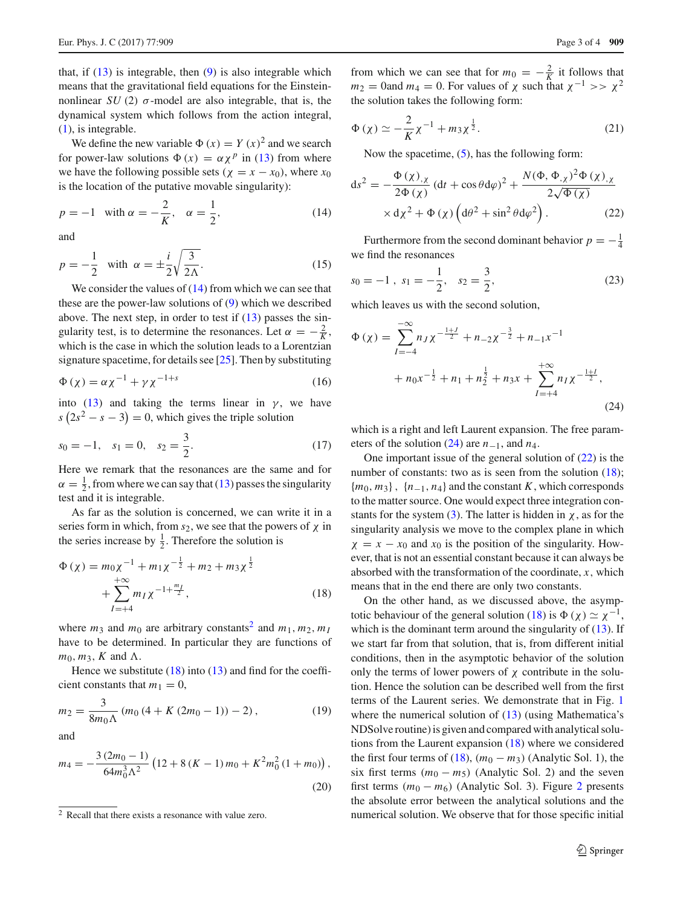that, if (13) is integrable, then (9) is also integrable which means that the gravitational field equations for the Einstein-nonlinear $SU(2)$ $\sigma$-model are also integrable, that is, the dynamical system which follows from the action integral, (1), is integrable.

We define the new variable $\Phi(x) = Y(x)^2$ and we search for power-law solutions $\Phi(x) = \alpha\chi^p$ in (13) from where we have the following possible sets ($\chi = x - x_0$), where $x_0$ is the location of the putative movable singularity):

$$p = -1 \quad \text{with } \alpha = -\frac{2}{K}, \quad \alpha = \frac{1}{2}, \tag{14}$$

and

$$p = -\frac{1}{2} \quad \text{with } \alpha = \pm\frac{i}{2}\sqrt{\frac{3}{2\Lambda}}. \tag{15}$$

We consider the values of (14) from which we can see that these are the power-law solutions of (9) which we described above. The next step, in order to test if (13) passes the singularity test, is to determine the resonances. Let $\alpha = -\frac{2}{K}$, which is the case in which the solution leads to a Lorentzian signature spacetime, for details see [25]. Then by substituting

$$\Phi(\chi) = \alpha\chi^{-1} + \gamma\chi^{-1+s} \tag{16}$$

into (13) and taking the terms linear in $\gamma$, we have $s\left(2s^2 - s - 3\right) = 0$, which gives the triple solution

$$s_0 = -1, \quad s_1 = 0, \quad s_2 = \frac{3}{2}. \tag{17}$$

Here we remark that the resonances are the same and for $\alpha = \frac{1}{2}$, from where we can say that (13) passes the singularity test and it is integrable.

As far as the solution is concerned, we can write it in a series form in which, from $s_2$, we see that the powers of $\chi$ in the series increase by $\frac{1}{2}$. Therefore the solution is

$$\Phi(\chi) = m_0\chi^{-1} + m_1\chi^{-\frac{1}{2}} + m_2 + m_3\chi^{\frac{1}{2}} + \sum_{I=+4}^{+\infty} m_I\chi^{-1+\frac{m_I}{2}}, \tag{18}$$

where $m_3$ and $m_0$ are arbitrary constants[2] and $m_1, m_2, m_I$ have to be determined. In particular they are functions of $m_0, m_3, K$ and $\Lambda$.

Hence we substitute (18) into (13) and find for the coefficient constants that $m_1 = 0$,

$$m_2 = \frac{3}{8m_0\Lambda}\left(m_0\left(4 + K\left(2m_0 - 1\right)\right) - 2\right), \tag{19}$$

and

$$m_4 = -\frac{3\left(2m_0 - 1\right)}{64m_0^3\Lambda^2}\left(12 + 8\left(K - 1\right)m_0 + K^2m_0^2\left(1 + m_0\right)\right), \tag{20}$$

from which we can see that for $m_0 = -\frac{2}{K}$ it follows that $m_2 = 0$and $m_4 = 0$. For values of $\chi$ such that $\chi^{-1} >> \chi^2$ the solution takes the following form:

$$\Phi(\chi) \simeq -\frac{2}{K}\chi^{-1} + m_3\chi^{\frac{1}{2}}. \tag{21}$$

Now the spacetime, (5), has the following form:

$$\mathrm{d}s^2 = -\frac{\Phi(\chi)_{,\chi}}{2\Phi(\chi)}\left(\mathrm{d}t + \cos\theta\mathrm{d}\varphi\right)^2 + \frac{N(\Phi, \Phi_{,\chi})^2\Phi(\chi)_{,\chi}}{2\sqrt{\Phi(\chi)}} \times \mathrm{d}\chi^2 + \Phi(\chi)\left(\mathrm{d}\theta^2 + \sin^2\theta\mathrm{d}\varphi^2\right). \tag{22}$$

Furthermore from the second dominant behavior $p = -\frac{1}{4}$ we find the resonances

$$s_0 = -1, \; s_1 = -\frac{1}{2}, \quad s_2 = \frac{3}{2}, \tag{23}$$

which leaves us with the second solution,

$$\Phi(\chi) = \sum_{I=-4}^{-\infty} n_J\chi^{-\frac{1+J}{2}} + n_{-2}\chi^{-\frac{3}{2}} + n_{-1}x^{-1} + n_0x^{-\frac{1}{2}} + n_1 + n_2^{\frac{1}{2}} + n_3x + \sum_{I=+4}^{+\infty} n_I\chi^{-\frac{1+I}{2}}, \tag{24}$$

which is a right and left Laurent expansion. The free parameters of the solution (24) are $n_{-1}$, and $n_4$.

One important issue of the general solution of (22) is the number of constants: two as is seen from the solution (18); $\{m_0, m_3\}$, $\{n_{-1}, n_4\}$ and the constant $K$, which corresponds to the matter source. One would expect three integration constants for the system (3). The latter is hidden in $\chi$, as for the singularity analysis we move to the complex plane in which $\chi = x - x_0$ and $x_0$ is the position of the singularity. However, that is not an essential constant because it can always be absorbed with the transformation of the coordinate, $x$, which means that in the end there are only two constants.

On the other hand, as we discussed above, the asymptotic behaviour of the general solution (18) is $\Phi(\chi) \simeq \chi^{-1}$, which is the dominant term around the singularity of (13). If we start far from that solution, that is, from different initial conditions, then in the asymptotic behavior of the solution only the terms of lower powers of $\chi$ contribute in the solution. Hence the solution can be described well from the first terms of the Laurent series. We demonstrate that in Fig. 1 where the numerical solution of (13) (using Mathematica's NDSolve routine) is given and compared with analytical solutions from the Laurent expansion (18) where we considered the first four terms of (18), $(m_0 - m_3)$ (Analytic Sol. 1), the six first terms $(m_0 - m_5)$ (Analytic Sol. 2) and the seven first terms $(m_0 - m_6)$ (Analytic Sol. 3). Figure 2 presents the absolute error between the analytical solutions and the numerical solution. We observe that for those specific initial

---

[2] Recall that there exists a resonance with value zero.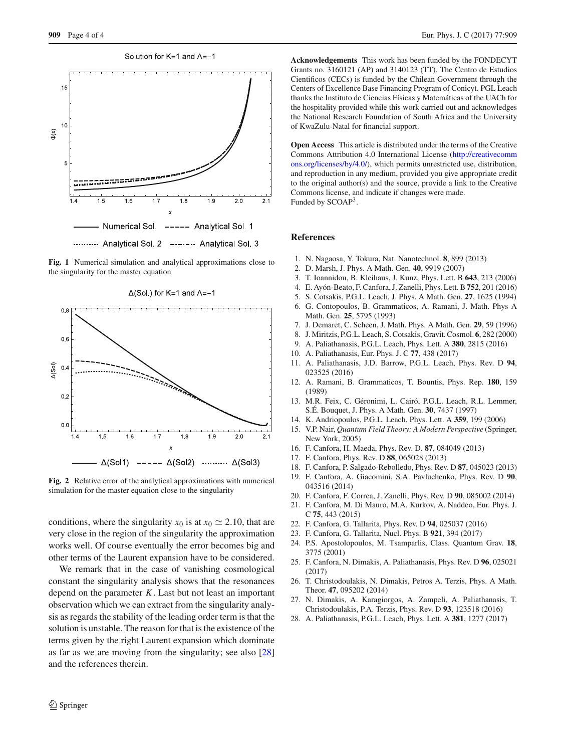Solution for K=1 and Λ=−1

15

10

5

Φ(x)

1.4 1.5 1.6 1.7 1.8 1.9 2.0 2.1

x

Numerical Sol. Analytical Sol. 1

Analytical Sol. 2 Analytical Sol. 3

**Fig. 1** Numerical simulation and analytical approximations close to the singularity for the master equation

Δ(Sol.) for K=1 and Λ=−1

0.8

0.6

0.4

0.2

0.0

Δ(Sol)

1.4 1.5 1.6 1.7 1.8 1.9 2.0 2.1

x

Δ(Sol1) Δ(Sol2) Δ(Sol3)

**Fig. 2** Relative error of the analytical approximations with numerical simulation for the master equation close to the singularity

conditions, where the singularity $x_0$ is at $x_0 \simeq 2.10$, that are very close in the region of the singularity the approximation works well. Of course eventually the error becomes big and other terms of the Laurent expansion have to be considered.

We remark that in the case of vanishing cosmological constant the singularity analysis shows that the resonances depend on the parameter $K$. Last but not least an important observation which we can extract from the singularity analysis as regards the stability of the leading order term is that the solution is unstable. The reason for that is the existence of the terms given by the right Laurent expansion which dominate as far as we are moving from the singularity; see also [28] and the references therein.

**Acknowledgements** This work has been funded by the FONDECYT Grants no. 3160121 (AP) and 3140123 (TT). The Centro de Estudios Científicos (CECs) is funded by the Chilean Government through the Centers of Excellence Base Financing Program of Conicyt. PGL Leach thanks the Instituto de Ciencias Físicas y Matemáticas of the UACh for the hospitality provided while this work carried out and acknowledges the National Research Foundation of South Africa and the University of KwaZulu-Natal for financial support.

**Open Access** This article is distributed under the terms of the Creative Commons Attribution 4.0 International License (http://creativecommons.org/licenses/by/4.0/), which permits unrestricted use, distribution, and reproduction in any medium, provided you give appropriate credit to the original author(s) and the source, provide a link to the Creative Commons license, and indicate if changes were made.
Funded by SCOAP[3].

## References

1. N. Nagaosa, Y. Tokura, Nat. Nanotechnol. **8**, 899 (2013)
2. D. Marsh, J. Phys. A Math. Gen. **40**, 9919 (2007)
3. T. Ioannidou, B. Kleihaus, J. Kunz, Phys. Lett. B **643**, 213 (2006)
4. E. Ayón-Beato, F. Canfora, J. Zanelli, Phys. Lett. B **752**, 201 (2016)
5. S. Cotsakis, P.G.L. Leach, J. Phys. A Math. Gen. **27**, 1625 (1994)
6. G. Contopoulos, B. Grammaticos, A. Ramani, J. Math. Phys A Math. Gen. **25**, 5795 (1993)
7. J. Demaret, C. Scheen, J. Math. Phys. A Math. Gen. **29**, 59 (1996)
8. J. Miritzis, P.G.L. Leach, S. Cotsakis, Gravit. Cosmol. **6**, 282 (2000)
9. A. Paliathanasis, P.G.L. Leach, Phys. Lett. A **380**, 2815 (2016)
10. A. Paliathanasis, Eur. Phys. J. C **77**, 438 (2017)
11. A. Paliathanasis, J.D. Barrow, P.G.L. Leach, Phys. Rev. D **94**, 023525 (2016)
12. A. Ramani, B. Grammaticos, T. Bountis, Phys. Rep. **180**, 159 (1989)
13. M.R. Feix, C. Géronimi, L. Cairó, P.G.L. Leach, R.L. Lemmer, S.É. Bouquet, J. Phys. A Math. Gen. **30**, 7437 (1997)
14. K. Andriopoulos, P.G.L. Leach, Phys. Lett. A **359**, 199 (2006)
15. V.P. Nair, *Quantum Field Theory: A Modern Perspective* (Springer, New York, 2005)
16. F. Canfora, H. Maeda, Phys. Rev. D. **87**, 084049 (2013)
17. F. Canfora, Phys. Rev. D **88**, 065028 (2013)
18. F. Canfora, P. Salgado-Rebolledo, Phys. Rev. D **87**, 045023 (2013)
19. F. Canfora, A. Giacomini, S.A. Pavluchenko, Phys. Rev. D **90**, 043516 (2014)
20. F. Canfora, F. Correa, J. Zanelli, Phys. Rev. D **90**, 085002 (2014)
21. F. Canfora, M. Di Mauro, M.A. Kurkov, A. Naddeo, Eur. Phys. J. C **75**, 443 (2015)
22. F. Canfora, G. Tallarita, Phys. Rev. D **94**, 025037 (2016)
23. F. Canfora, G. Tallarita, Nucl. Phys. B **921**, 394 (2017)
24. P.S. Apostolopoulos, M. Tsamparlis, Class. Quantum Grav. **18**, 3775 (2001)
25. F. Canfora, N. Dimakis, A. Paliathanasis, Phys. Rev. D **96**, 025021 (2017)
26. T. Christodoulakis, N. Dimakis, Petros A. Terzis, Phys. A Math. Theor. **47**, 095202 (2014)
27. N. Dimakis, A. Karagiorgos, A. Zampeli, A. Paliathanasis, T. Christodoulakis, P.A. Terzis, Phys. Rev. D **93**, 123518 (2016)
28. A. Paliathanasis, P.G.L. Leach, Phys. Lett. A **381**, 1277 (2017)